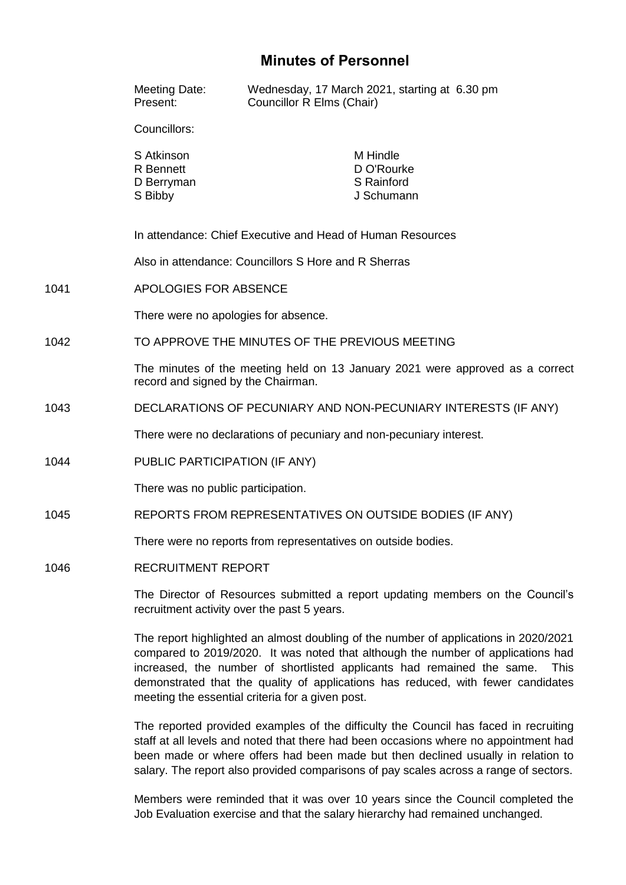# Minutes of Personnel

Meeting Date: Wednesday, 17 March 2021, starting at 6.30 pm
Present: Councillor R Elms (Chair)

Councillors:

S Atkinson
R Bennett
D Berryman
S Bibby
M Hindle
D O'Rourke
S Rainford
J Schumann

In attendance: Chief Executive and Head of Human Resources

Also in attendance: Councillors S Hore and R Sherras

## 1041 APOLOGIES FOR ABSENCE

There were no apologies for absence.

## 1042 TO APPROVE THE MINUTES OF THE PREVIOUS MEETING

The minutes of the meeting held on 13 January 2021 were approved as a correct record and signed by the Chairman.

## 1043 DECLARATIONS OF PECUNIARY AND NON-PECUNIARY INTERESTS (IF ANY)

There were no declarations of pecuniary and non-pecuniary interest.

## 1044 PUBLIC PARTICIPATION (IF ANY)

There was no public participation.

## 1045 REPORTS FROM REPRESENTATIVES ON OUTSIDE BODIES (IF ANY)

There were no reports from representatives on outside bodies.

## 1046 RECRUITMENT REPORT

The Director of Resources submitted a report updating members on the Council's recruitment activity over the past 5 years.

The report highlighted an almost doubling of the number of applications in 2020/2021 compared to 2019/2020. It was noted that although the number of applications had increased, the number of shortlisted applicants had remained the same. This demonstrated that the quality of applications has reduced, with fewer candidates meeting the essential criteria for a given post.

The reported provided examples of the difficulty the Council has faced in recruiting staff at all levels and noted that there had been occasions where no appointment had been made or where offers had been made but then declined usually in relation to salary. The report also provided comparisons of pay scales across a range of sectors.

Members were reminded that it was over 10 years since the Council completed the Job Evaluation exercise and that the salary hierarchy had remained unchanged.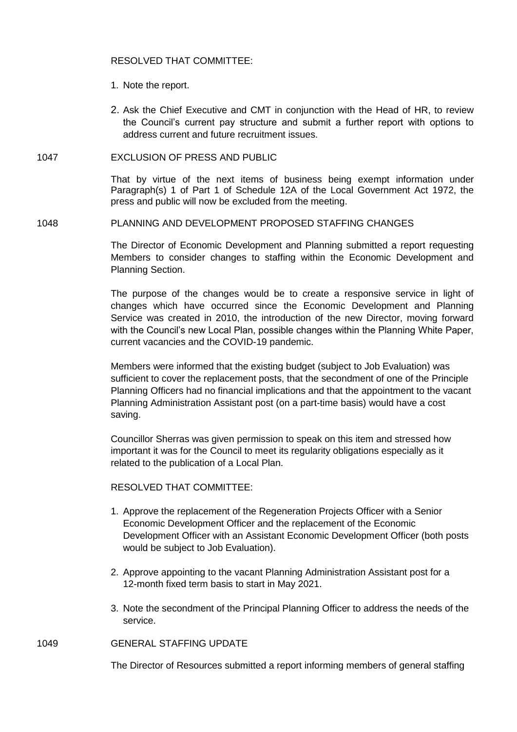RESOLVED THAT COMMITTEE:

1. Note the report.
2. Ask the Chief Executive and CMT in conjunction with the Head of HR, to review the Council's current pay structure and submit a further report with options to address current and future recruitment issues.

1047 EXCLUSION OF PRESS AND PUBLIC

That by virtue of the next items of business being exempt information under Paragraph(s) 1 of Part 1 of Schedule 12A of the Local Government Act 1972, the press and public will now be excluded from the meeting.

1048 PLANNING AND DEVELOPMENT PROPOSED STAFFING CHANGES

The Director of Economic Development and Planning submitted a report requesting Members to consider changes to staffing within the Economic Development and Planning Section.

The purpose of the changes would be to create a responsive service in light of changes which have occurred since the Economic Development and Planning Service was created in 2010, the introduction of the new Director, moving forward with the Council's new Local Plan, possible changes within the Planning White Paper, current vacancies and the COVID-19 pandemic.

Members were informed that the existing budget (subject to Job Evaluation) was sufficient to cover the replacement posts, that the secondment of one of the Principle Planning Officers had no financial implications and that the appointment to the vacant Planning Administration Assistant post (on a part-time basis) would have a cost saving.

Councillor Sherras was given permission to speak on this item and stressed how important it was for the Council to meet its regularity obligations especially as it related to the publication of a Local Plan.

RESOLVED THAT COMMITTEE:

1. Approve the replacement of the Regeneration Projects Officer with a Senior Economic Development Officer and the replacement of the Economic Development Officer with an Assistant Economic Development Officer (both posts would be subject to Job Evaluation).
2. Approve appointing to the vacant Planning Administration Assistant post for a 12-month fixed term basis to start in May 2021.
3. Note the secondment of the Principal Planning Officer to address the needs of the service.

1049 GENERAL STAFFING UPDATE

The Director of Resources submitted a report informing members of general staffing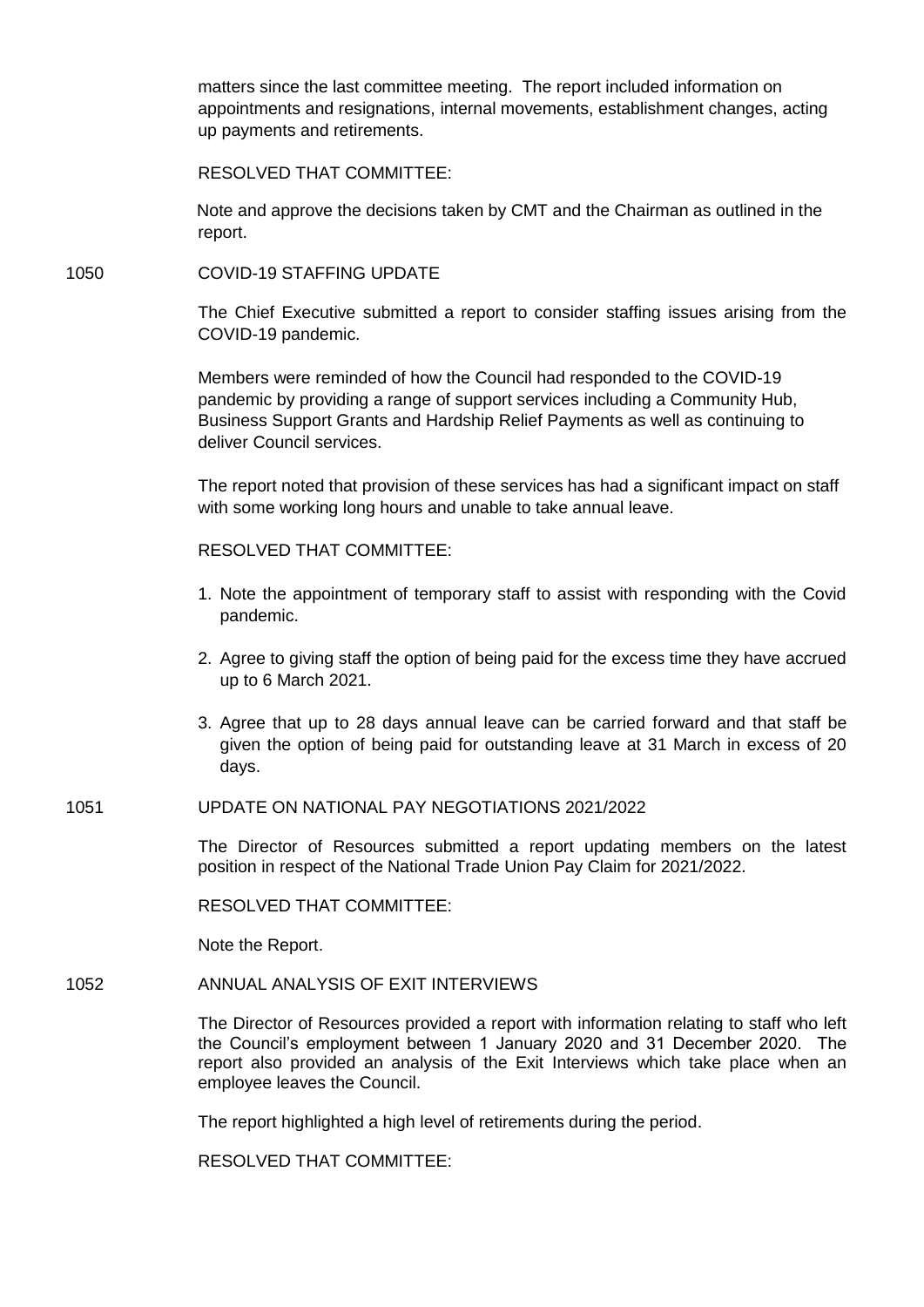matters since the last committee meeting. The report included information on appointments and resignations, internal movements, establishment changes, acting up payments and retirements.

RESOLVED THAT COMMITTEE:

Note and approve the decisions taken by CMT and the Chairman as outlined in the report.

## 1050 COVID-19 STAFFING UPDATE

The Chief Executive submitted a report to consider staffing issues arising from the COVID-19 pandemic.

Members were reminded of how the Council had responded to the COVID-19 pandemic by providing a range of support services including a Community Hub, Business Support Grants and Hardship Relief Payments as well as continuing to deliver Council services.

The report noted that provision of these services has had a significant impact on staff with some working long hours and unable to take annual leave.

RESOLVED THAT COMMITTEE:

1. Note the appointment of temporary staff to assist with responding with the Covid pandemic.
2. Agree to giving staff the option of being paid for the excess time they have accrued up to 6 March 2021.
3. Agree that up to 28 days annual leave can be carried forward and that staff be given the option of being paid for outstanding leave at 31 March in excess of 20 days.

## 1051 UPDATE ON NATIONAL PAY NEGOTIATIONS 2021/2022

The Director of Resources submitted a report updating members on the latest position in respect of the National Trade Union Pay Claim for 2021/2022.

RESOLVED THAT COMMITTEE:

Note the Report.

## 1052 ANNUAL ANALYSIS OF EXIT INTERVIEWS

The Director of Resources provided a report with information relating to staff who left the Council's employment between 1 January 2020 and 31 December 2020. The report also provided an analysis of the Exit Interviews which take place when an employee leaves the Council.

The report highlighted a high level of retirements during the period.

RESOLVED THAT COMMITTEE: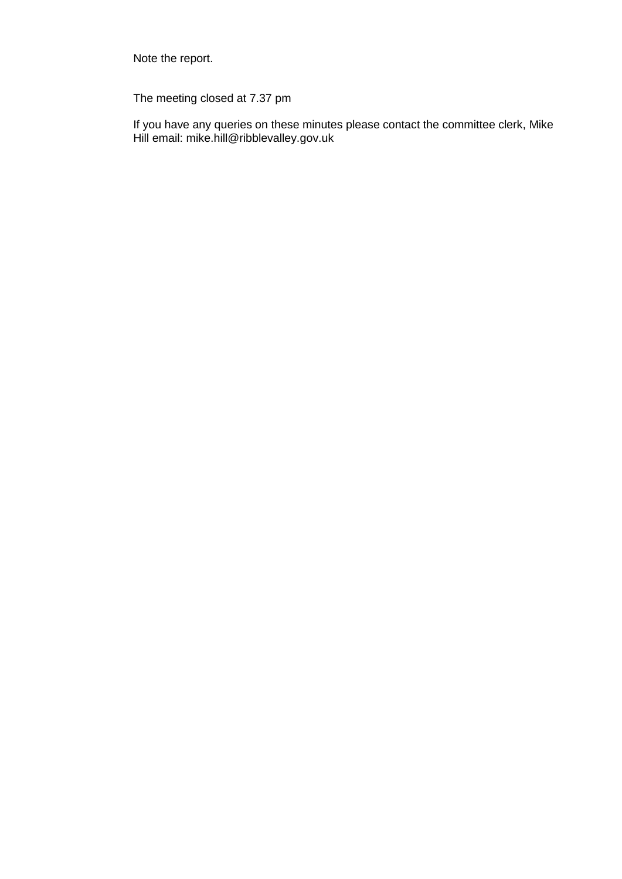Note the report.

The meeting closed at 7.37 pm

If you have any queries on these minutes please contact the committee clerk, Mike Hill email: mike.hill@ribblevalley.gov.uk